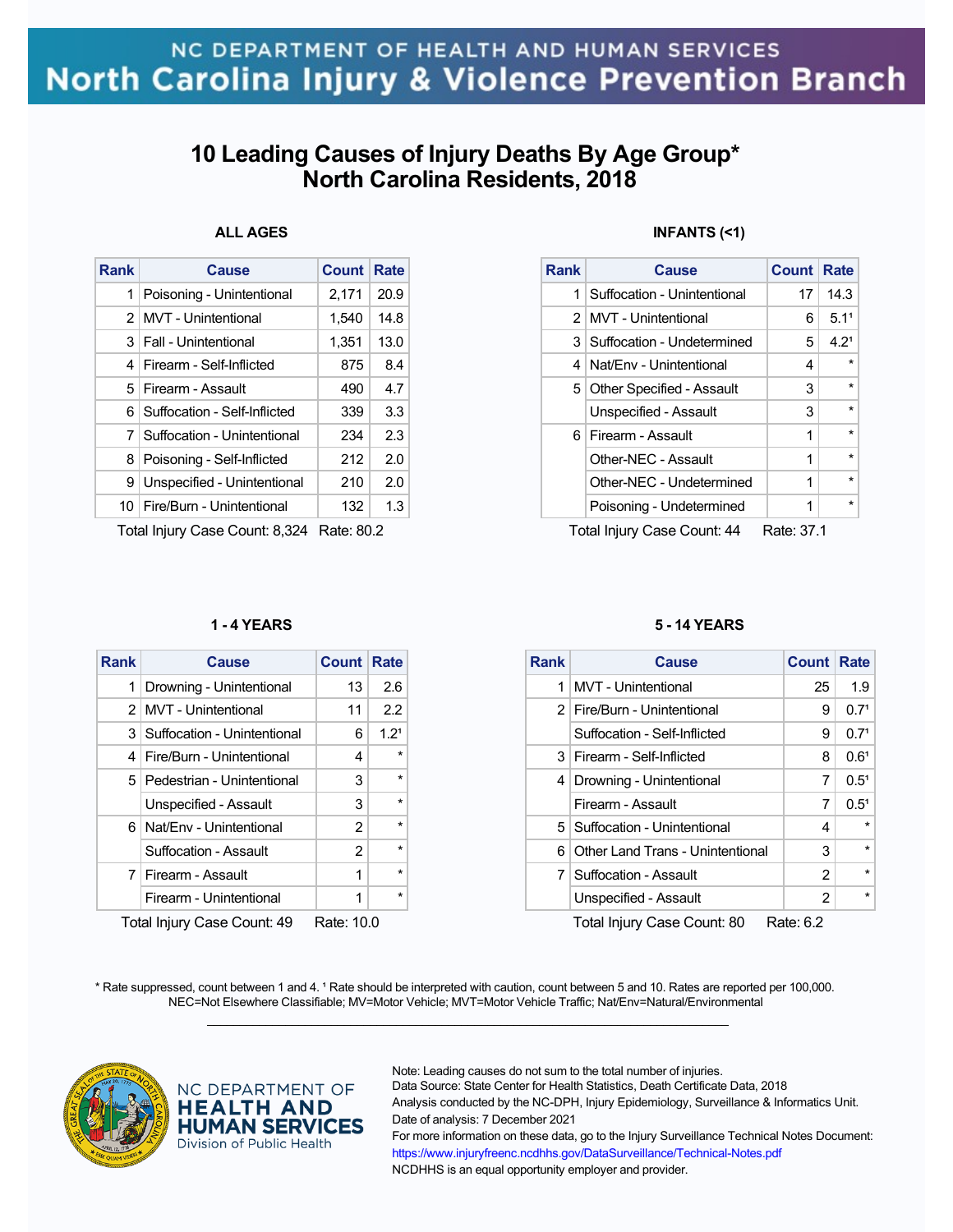NC DEPARTMENT OF HEALTH AND HUMAN SERVICES

North Carolina Injury & Violence Prevention Branch

# 10 Leading Causes of Injury Deaths By Age Group*
# North Carolina Residents, 2018

### ALL AGES

| Rank | Cause | Count | Rate |
|---|---|---|---|
| 1 | Poisoning - Unintentional | 2,171 | 20.9 |
| 2 | MVT - Unintentional | 1,540 | 14.8 |
| 3 | Fall - Unintentional | 1,351 | 13.0 |
| 4 | Firearm - Self-Inflicted | 875 | 8.4 |
| 5 | Firearm - Assault | 490 | 4.7 |
| 6 | Suffocation - Self-Inflicted | 339 | 3.3 |
| 7 | Suffocation - Unintentional | 234 | 2.3 |
| 8 | Poisoning - Self-Inflicted | 212 | 2.0 |
| 9 | Unspecified - Unintentional | 210 | 2.0 |
| 10 | Fire/Burn - Unintentional | 132 | 1.3 |

Total Injury Case Count: 8,324 Rate: 80.2

### INFANTS (<1)

| Rank | Cause | Count | Rate |
|---|---|---|---|
| 1 | Suffocation - Unintentional | 17 | 14.3 |
| 2 | MVT - Unintentional | 6 | 5.1¹ |
| 3 | Suffocation - Undetermined | 5 | 4.2¹ |
| 4 | Nat/Env - Unintentional | 4 | * |
| 5 | Other Specified - Assault | 3 | * |
| | Unspecified - Assault | 3 | * |
| 6 | Firearm - Assault | 1 | * |
| | Other-NEC - Assault | 1 | * |
| | Other-NEC - Undetermined | 1 | * |
| | Poisoning - Undetermined | 1 | * |

Total Injury Case Count: 44 Rate: 37.1

### 1 - 4 YEARS

| Rank | Cause | Count | Rate |
|---|---|---|---|
| 1 | Drowning - Unintentional | 13 | 2.6 |
| 2 | MVT - Unintentional | 11 | 2.2 |
| 3 | Suffocation - Unintentional | 6 | 1.2¹ |
| 4 | Fire/Burn - Unintentional | 4 | * |
| 5 | Pedestrian - Unintentional | 3 | * |
| | Unspecified - Assault | 3 | * |
| 6 | Nat/Env - Unintentional | 2 | * |
| | Suffocation - Assault | 2 | * |
| 7 | Firearm - Assault | 1 | * |
| | Firearm - Unintentional | 1 | * |

Total Injury Case Count: 49 Rate: 10.0

### 5 - 14 YEARS

| Rank | Cause | Count | Rate |
|---|---|---|---|
| 1 | MVT - Unintentional | 25 | 1.9 |
| 2 | Fire/Burn - Unintentional | 9 | 0.7¹ |
| | Suffocation - Self-Inflicted | 9 | 0.7¹ |
| 3 | Firearm - Self-Inflicted | 8 | 0.6¹ |
| 4 | Drowning - Unintentional | 7 | 0.5¹ |
| | Firearm - Assault | 7 | 0.5¹ |
| 5 | Suffocation - Unintentional | 4 | * |
| 6 | Other Land Trans - Unintentional | 3 | * |
| 7 | Suffocation - Assault | 2 | * |
| | Unspecified - Assault | 2 | * |

Total Injury Case Count: 80 Rate: 6.2

\* Rate suppressed, count between 1 and 4. ¹ Rate should be interpreted with caution, count between 5 and 10. Rates are reported per 100,000.
NEC=Not Elsewhere Classifiable; MV=Motor Vehicle; MVT=Motor Vehicle Traffic; Nat/Env=Natural/Environmental

NC DEPARTMENT OF HEALTH AND HUMAN SERVICES
Division of Public Health

Note: Leading causes do not sum to the total number of injuries.
Data Source: State Center for Health Statistics, Death Certificate Data, 2018
Analysis conducted by the NC-DPH, Injury Epidemiology, Surveillance & Informatics Unit.
Date of analysis: 7 December 2021
For more information on these data, go to the Injury Surveillance Technical Notes Document:
https://www.injuryfreenc.ncdhhs.gov/DataSurveillance/Technical-Notes.pdf
NCDHHS is an equal opportunity employer and provider.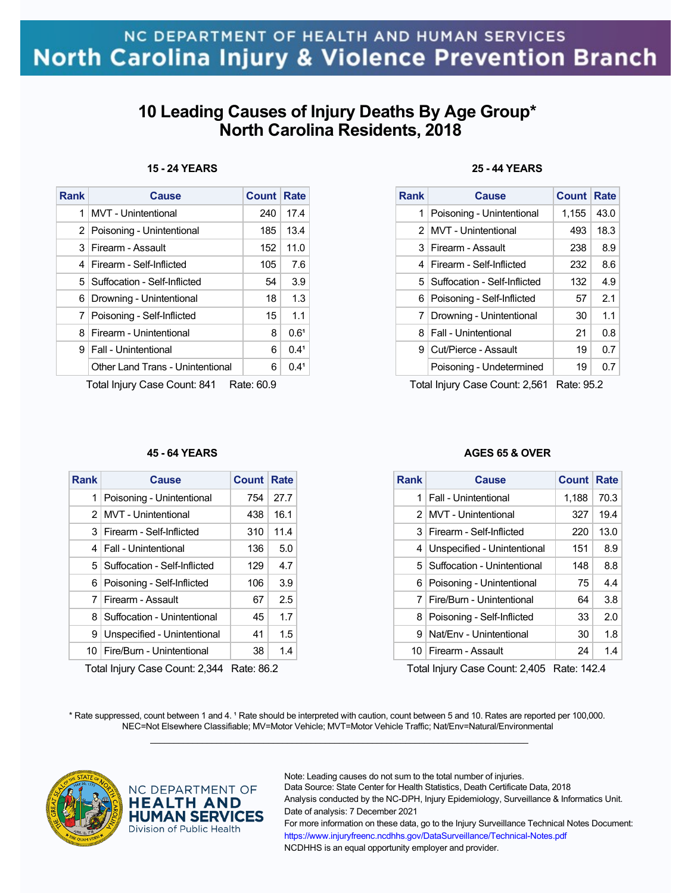NC DEPARTMENT OF HEALTH AND HUMAN SERVICES
North Carolina Injury & Violence Prevention Branch

# 10 Leading Causes of Injury Deaths By Age Group* North Carolina Residents, 2018

### 15 - 24 YEARS

| Rank | Cause | Count | Rate |
|---|---|---|---|
| 1 | MVT - Unintentional | 240 | 17.4 |
| 2 | Poisoning - Unintentional | 185 | 13.4 |
| 3 | Firearm - Assault | 152 | 11.0 |
| 4 | Firearm - Self-Inflicted | 105 | 7.6 |
| 5 | Suffocation - Self-Inflicted | 54 | 3.9 |
| 6 | Drowning - Unintentional | 18 | 1.3 |
| 7 | Poisoning - Self-Inflicted | 15 | 1.1 |
| 8 | Firearm - Unintentional | 8 | 0.6¹ |
| 9 | Fall - Unintentional | 6 | 0.4¹ |
| | Other Land Trans - Unintentional | 6 | 0.4¹ |

Total Injury Case Count: 841 Rate: 60.9

### 25 - 44 YEARS

| Rank | Cause | Count | Rate |
|---|---|---|---|
| 1 | Poisoning - Unintentional | 1,155 | 43.0 |
| 2 | MVT - Unintentional | 493 | 18.3 |
| 3 | Firearm - Assault | 238 | 8.9 |
| 4 | Firearm - Self-Inflicted | 232 | 8.6 |
| 5 | Suffocation - Self-Inflicted | 132 | 4.9 |
| 6 | Poisoning - Self-Inflicted | 57 | 2.1 |
| 7 | Drowning - Unintentional | 30 | 1.1 |
| 8 | Fall - Unintentional | 21 | 0.8 |
| 9 | Cut/Pierce - Assault | 19 | 0.7 |
| | Poisoning - Undetermined | 19 | 0.7 |

Total Injury Case Count: 2,561 Rate: 95.2

### 45 - 64 YEARS

| Rank | Cause | Count | Rate |
|---|---|---|---|
| 1 | Poisoning - Unintentional | 754 | 27.7 |
| 2 | MVT - Unintentional | 438 | 16.1 |
| 3 | Firearm - Self-Inflicted | 310 | 11.4 |
| 4 | Fall - Unintentional | 136 | 5.0 |
| 5 | Suffocation - Self-Inflicted | 129 | 4.7 |
| 6 | Poisoning - Self-Inflicted | 106 | 3.9 |
| 7 | Firearm - Assault | 67 | 2.5 |
| 8 | Suffocation - Unintentional | 45 | 1.7 |
| 9 | Unspecified - Unintentional | 41 | 1.5 |
| 10 | Fire/Burn - Unintentional | 38 | 1.4 |

Total Injury Case Count: 2,344 Rate: 86.2

### AGES 65 & OVER

| Rank | Cause | Count | Rate |
|---|---|---|---|
| 1 | Fall - Unintentional | 1,188 | 70.3 |
| 2 | MVT - Unintentional | 327 | 19.4 |
| 3 | Firearm - Self-Inflicted | 220 | 13.0 |
| 4 | Unspecified - Unintentional | 151 | 8.9 |
| 5 | Suffocation - Unintentional | 148 | 8.8 |
| 6 | Poisoning - Unintentional | 75 | 4.4 |
| 7 | Fire/Burn - Unintentional | 64 | 3.8 |
| 8 | Poisoning - Self-Inflicted | 33 | 2.0 |
| 9 | Nat/Env - Unintentional | 30 | 1.8 |
| 10 | Firearm - Assault | 24 | 1.4 |

Total Injury Case Count: 2,405 Rate: 142.4

* Rate suppressed, count between 1 and 4. ¹ Rate should be interpreted with caution, count between 5 and 10. Rates are reported per 100,000.
NEC=Not Elsewhere Classifiable; MV=Motor Vehicle; MVT=Motor Vehicle Traffic; Nat/Env=Natural/Environmental

NC DEPARTMENT OF HEALTH AND HUMAN SERVICES
Division of Public Health

Note: Leading causes do not sum to the total number of injuries.
Data Source: State Center for Health Statistics, Death Certificate Data, 2018
Analysis conducted by the NC-DPH, Injury Epidemiology, Surveillance & Informatics Unit.
Date of analysis: 7 December 2021
For more information on these data, go to the Injury Surveillance Technical Notes Document:
https://www.injuryfreenc.ncdhhs.gov/DataSurveillance/Technical-Notes.pdf
NCDHHS is an equal opportunity employer and provider.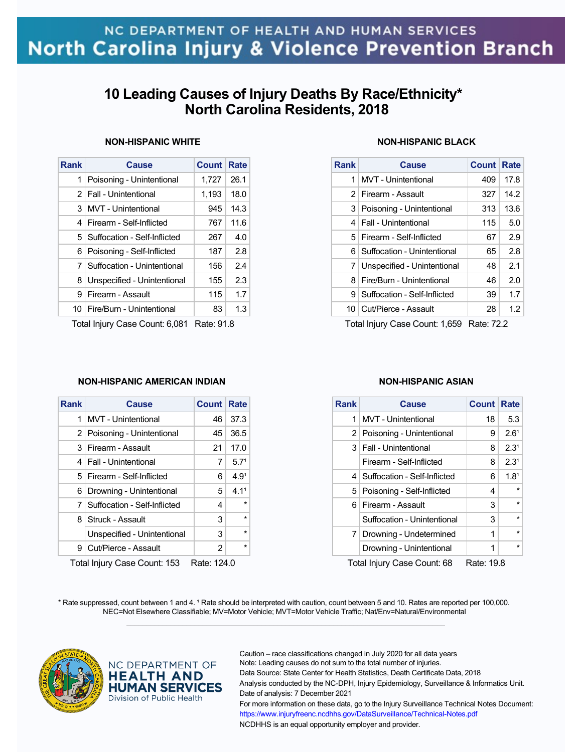NC DEPARTMENT OF HEALTH AND HUMAN SERVICES
North Carolina Injury & Violence Prevention Branch

# 10 Leading Causes of Injury Deaths By Race/Ethnicity* North Carolina Residents, 2018

### NON-HISPANIC WHITE

| Rank | Cause | Count | Rate |
|---|---|---|---|
| 1 | Poisoning - Unintentional | 1,727 | 26.1 |
| 2 | Fall - Unintentional | 1,193 | 18.0 |
| 3 | MVT - Unintentional | 945 | 14.3 |
| 4 | Firearm - Self-Inflicted | 767 | 11.6 |
| 5 | Suffocation - Self-Inflicted | 267 | 4.0 |
| 6 | Poisoning - Self-Inflicted | 187 | 2.8 |
| 7 | Suffocation - Unintentional | 156 | 2.4 |
| 8 | Unspecified - Unintentional | 155 | 2.3 |
| 9 | Firearm - Assault | 115 | 1.7 |
| 10 | Fire/Burn - Unintentional | 83 | 1.3 |

Total Injury Case Count: 6,081 Rate: 91.8

### NON-HISPANIC BLACK

| Rank | Cause | Count | Rate |
|---|---|---|---|
| 1 | MVT - Unintentional | 409 | 17.8 |
| 2 | Firearm - Assault | 327 | 14.2 |
| 3 | Poisoning - Unintentional | 313 | 13.6 |
| 4 | Fall - Unintentional | 115 | 5.0 |
| 5 | Firearm - Self-Inflicted | 67 | 2.9 |
| 6 | Suffocation - Unintentional | 65 | 2.8 |
| 7 | Unspecified - Unintentional | 48 | 2.1 |
| 8 | Fire/Burn - Unintentional | 46 | 2.0 |
| 9 | Suffocation - Self-Inflicted | 39 | 1.7 |
| 10 | Cut/Pierce - Assault | 28 | 1.2 |

Total Injury Case Count: 1,659 Rate: 72.2

### NON-HISPANIC AMERICAN INDIAN

| Rank | Cause | Count | Rate |
|---|---|---|---|
| 1 | MVT - Unintentional | 46 | 37.3 |
| 2 | Poisoning - Unintentional | 45 | 36.5 |
| 3 | Firearm - Assault | 21 | 17.0 |
| 4 | Fall - Unintentional | 7 | 5.7[1] |
| 5 | Firearm - Self-Inflicted | 6 | 4.9[1] |
| 6 | Drowning - Unintentional | 5 | 4.1[1] |
| 7 | Suffocation - Self-Inflicted | 4 | * |
| 8 | Struck - Assault | 3 | * |
| | Unspecified - Unintentional | 3 | * |
| 9 | Cut/Pierce - Assault | 2 | * |

Total Injury Case Count: 153 Rate: 124.0

### NON-HISPANIC ASIAN

| Rank | Cause | Count | Rate |
|---|---|---|---|
| 1 | MVT - Unintentional | 18 | 5.3 |
| 2 | Poisoning - Unintentional | 9 | 2.6[1] |
| 3 | Fall - Unintentional | 8 | 2.3[1] |
| | Firearm - Self-Inflicted | 8 | 2.3[1] |
| 4 | Suffocation - Self-Inflicted | 6 | 1.8[1] |
| 5 | Poisoning - Self-Inflicted | 4 | * |
| 6 | Firearm - Assault | 3 | * |
| | Suffocation - Unintentional | 3 | * |
| 7 | Drowning - Undetermined | 1 | * |
| | Drowning - Unintentional | 1 | * |

Total Injury Case Count: 68 Rate: 19.8

* Rate suppressed, count between 1 and 4. [1] Rate should be interpreted with caution, count between 5 and 10. Rates are reported per 100,000.
NEC=Not Elsewhere Classifiable; MV=Motor Vehicle; MVT=Motor Vehicle Traffic; Nat/Env=Natural/Environmental

NC DEPARTMENT OF HEALTH AND HUMAN SERVICES
Division of Public Health

Caution – race classifications changed in July 2020 for all data years
Note: Leading causes do not sum to the total number of injuries.
Data Source: State Center for Health Statistics, Death Certificate Data, 2018
Analysis conducted by the NC-DPH, Injury Epidemiology, Surveillance & Informatics Unit.
Date of analysis: 7 December 2021
For more information on these data, go to the Injury Surveillance Technical Notes Document:
https://www.injuryfreenc.ncdhhs.gov/DataSurveillance/Technical-Notes.pdf
NCDHHS is an equal opportunity employer and provider.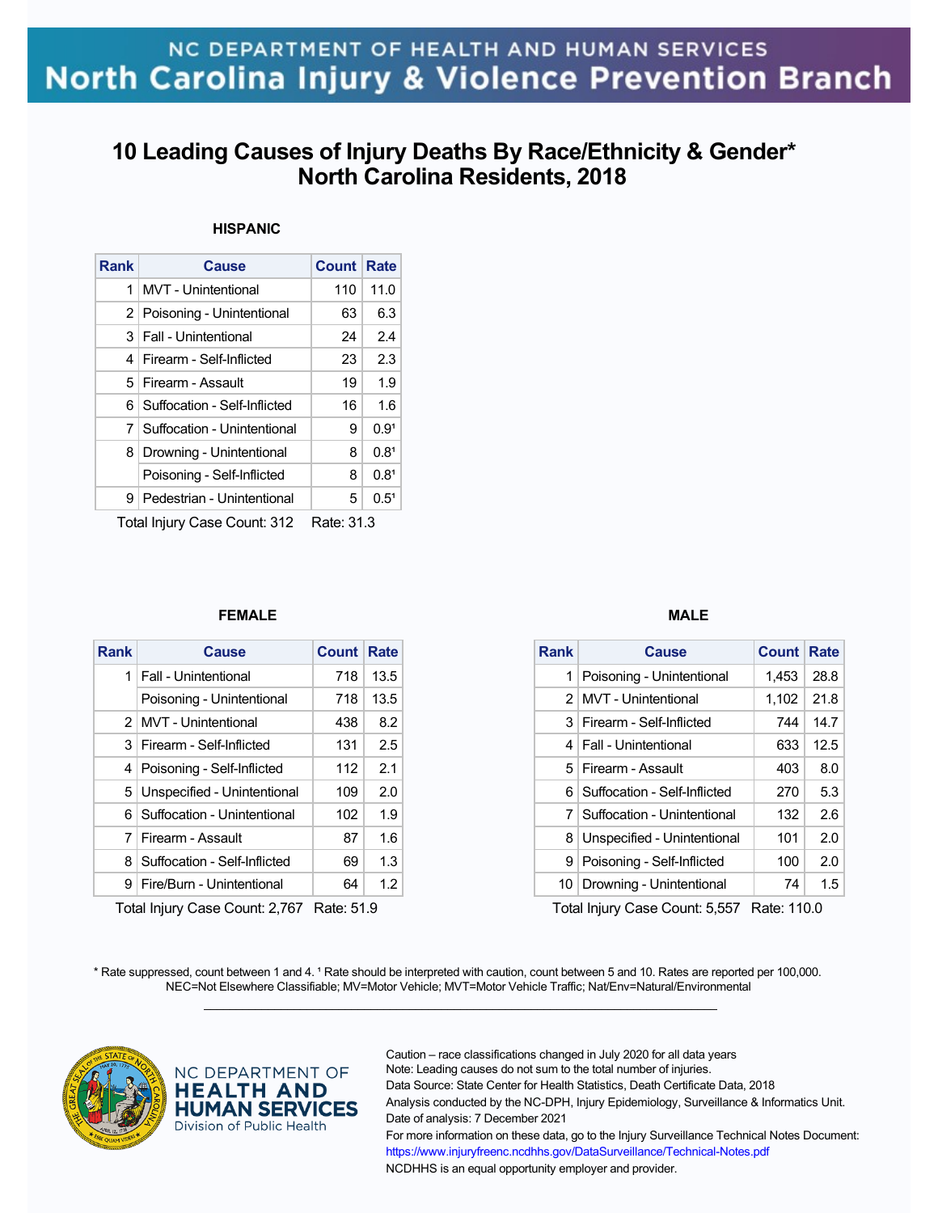# 10 Leading Causes of Injury Deaths By Race/Ethnicity & Gender*
# North Carolina Residents, 2018

### HISPANIC

| Rank | Cause | Count | Rate |
|---|---|---|---|
| 1 | MVT - Unintentional | 110 | 11.0 |
| 2 | Poisoning - Unintentional | 63 | 6.3 |
| 3 | Fall - Unintentional | 24 | 2.4 |
| 4 | Firearm - Self-Inflicted | 23 | 2.3 |
| 5 | Firearm - Assault | 19 | 1.9 |
| 6 | Suffocation - Self-Inflicted | 16 | 1.6 |
| 7 | Suffocation - Unintentional | 9 | 0.9[1] |
| 8 | Drowning - Unintentional | 8 | 0.8[1] |
| | Poisoning - Self-Inflicted | 8 | 0.8[1] |
| 9 | Pedestrian - Unintentional | 5 | 0.5[1] |

Total Injury Case Count: 312 Rate: 31.3

### FEMALE

| Rank | Cause | Count | Rate |
|---|---|---|---|
| 1 | Fall - Unintentional | 718 | 13.5 |
| | Poisoning - Unintentional | 718 | 13.5 |
| 2 | MVT - Unintentional | 438 | 8.2 |
| 3 | Firearm - Self-Inflicted | 131 | 2.5 |
| 4 | Poisoning - Self-Inflicted | 112 | 2.1 |
| 5 | Unspecified - Unintentional | 109 | 2.0 |
| 6 | Suffocation - Unintentional | 102 | 1.9 |
| 7 | Firearm - Assault | 87 | 1.6 |
| 8 | Suffocation - Self-Inflicted | 69 | 1.3 |
| 9 | Fire/Burn - Unintentional | 64 | 1.2 |

Total Injury Case Count: 2,767 Rate: 51.9

### MALE

| Rank | Cause | Count | Rate |
|---|---|---|---|
| 1 | Poisoning - Unintentional | 1,453 | 28.8 |
| 2 | MVT - Unintentional | 1,102 | 21.8 |
| 3 | Firearm - Self-Inflicted | 744 | 14.7 |
| 4 | Fall - Unintentional | 633 | 12.5 |
| 5 | Firearm - Assault | 403 | 8.0 |
| 6 | Suffocation - Self-Inflicted | 270 | 5.3 |
| 7 | Suffocation - Unintentional | 132 | 2.6 |
| 8 | Unspecified - Unintentional | 101 | 2.0 |
| 9 | Poisoning - Self-Inflicted | 100 | 2.0 |
| 10 | Drowning - Unintentional | 74 | 1.5 |

Total Injury Case Count: 5,557 Rate: 110.0

* Rate suppressed, count between 1 and 4. [1] Rate should be interpreted with caution, count between 5 and 10. Rates are reported per 100,000.
NEC=Not Elsewhere Classifiable; MV=Motor Vehicle; MVT=Motor Vehicle Traffic; Nat/Env=Natural/Environmental

NC DEPARTMENT OF HEALTH AND HUMAN SERVICES
Division of Public Health

Caution – race classifications changed in July 2020 for all data years
Note: Leading causes do not sum to the total number of injuries.
Data Source: State Center for Health Statistics, Death Certificate Data, 2018
Analysis conducted by the NC-DPH, Injury Epidemiology, Surveillance & Informatics Unit.
Date of analysis: 7 December 2021
For more information on these data, go to the Injury Surveillance Technical Notes Document:
https://www.injuryfreenc.ncdhhs.gov/DataSurveillance/Technical-Notes.pdf
NCDHHS is an equal opportunity employer and provider.